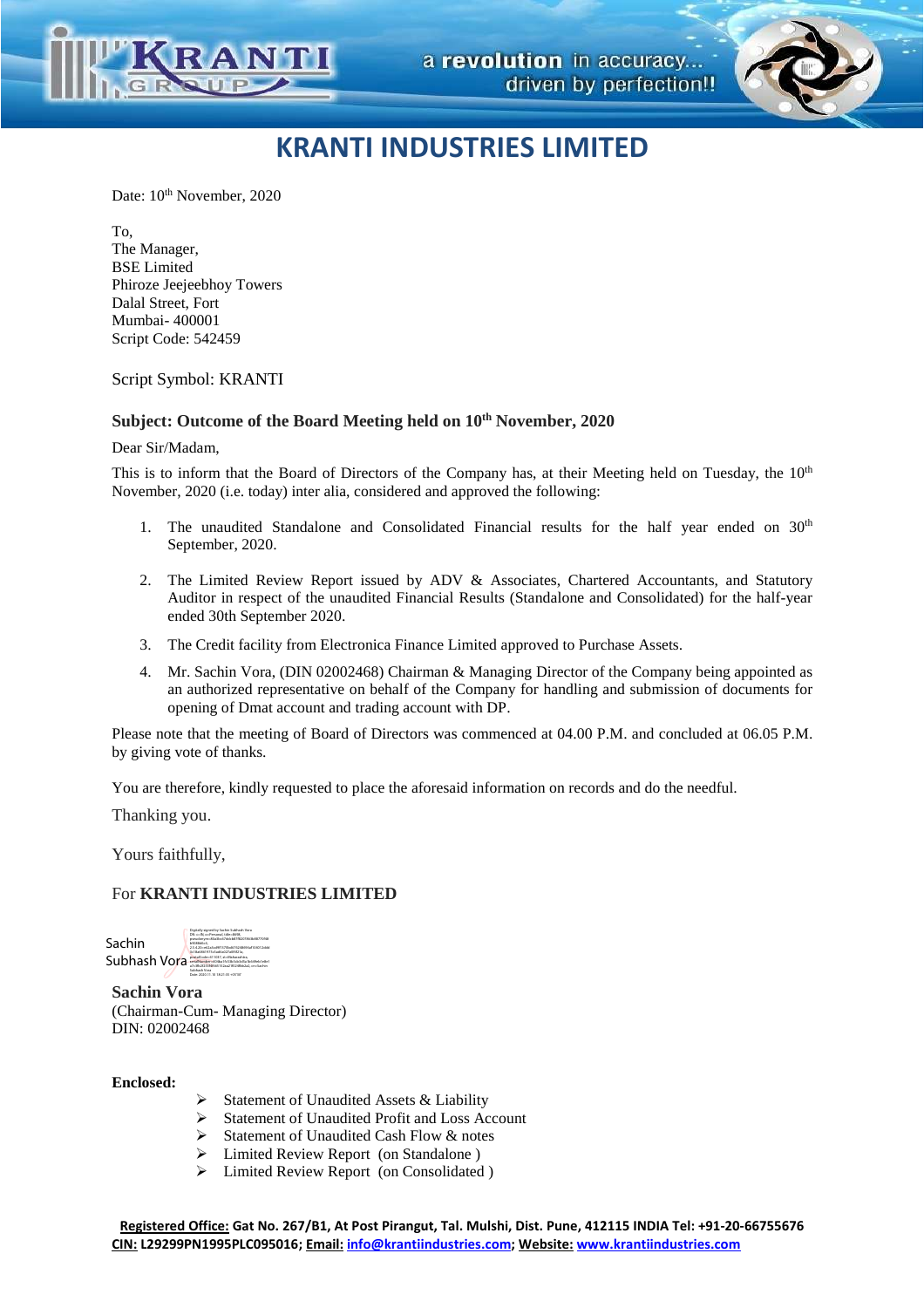# KRANTI INDUSTRIES LIMITED

Date: 10th November, 2020

To,
The Manager,
BSE Limited
Phiroze Jeejeebhoy Towers
Dalal Street, Fort
Mumbai- 400001
Script Code: 542459

Script Symbol: KRANTI

**Subject: Outcome of the Board Meeting held on 10th November, 2020**

Dear Sir/Madam,

This is to inform that the Board of Directors of the Company has, at their Meeting held on Tuesday, the 10th November, 2020 (i.e. today) inter alia, considered and approved the following:

1. The unaudited Standalone and Consolidated Financial results for the half year ended on 30th September, 2020.
2. The Limited Review Report issued by ADV & Associates, Chartered Accountants, and Statutory Auditor in respect of the unaudited Financial Results (Standalone and Consolidated) for the half-year ended 30th September 2020.
3. The Credit facility from Electronica Finance Limited approved to Purchase Assets.
4. Mr. Sachin Vora, (DIN 02002468) Chairman & Managing Director of the Company being appointed as an authorized representative on behalf of the Company for handling and submission of documents for opening of Dmat account and trading account with DP.

Please note that the meeting of Board of Directors was commenced at 04.00 P.M. and concluded at 06.05 P.M. by giving vote of thanks.

You are therefore, kindly requested to place the aforesaid information on records and do the needful.

Thanking you.

Yours faithfully,

For **KRANTI INDUSTRIES LIMITED**

Sachin Subhash Vora

**Sachin Vora**
(Chairman-Cum- Managing Director)
DIN: 02002468

**Enclosed:**

- Statement of Unaudited Assets & Liability
- Statement of Unaudited Profit and Loss Account
- Statement of Unaudited Cash Flow & notes
- Limited Review Report (on Standalone )
- Limited Review Report (on Consolidated )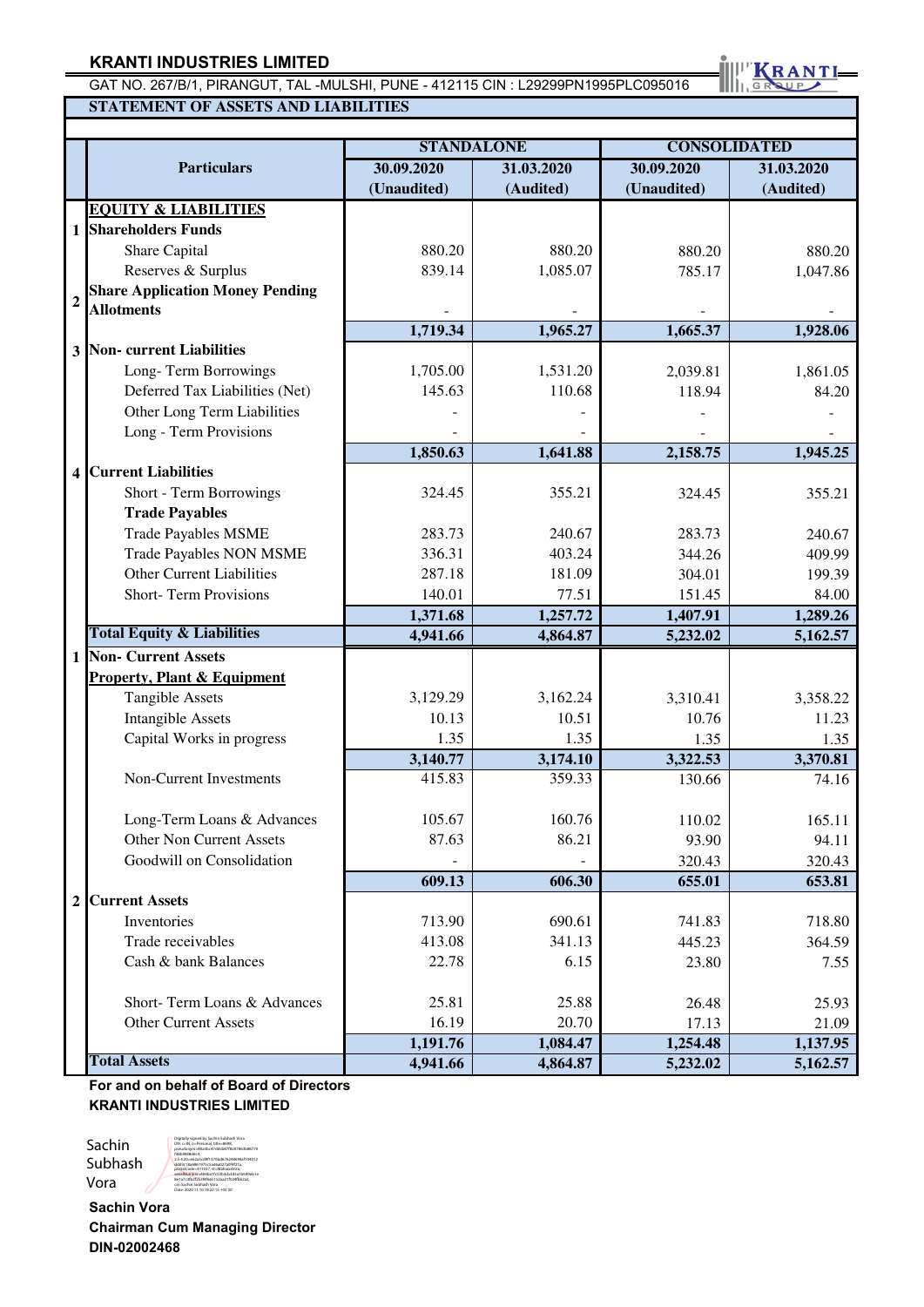**KRANTI INDUSTRIES LIMITED**

GAT NO. 267/B/1, PIRANGUT, TAL -MULSHI, PUNE - 412115 CIN : L29299PN1995PLC095016

**STATEMENT OF ASSETS AND LIABILITIES**

| | Particulars | STANDALONE | | CONSOLIDATED | |
|---|---|---|---|---|---|
| | | 30.09.2020 (Unaudited) | 31.03.2020 (Audited) | 30.09.2020 (Unaudited) | 31.03.2020 (Audited) |
| | **EQUITY & LIABILITIES** | | | | |
| 1 | **Shareholders Funds** | | | | |
| | Share Capital | 880.20 | 880.20 | 880.20 | 880.20 |
| | Reserves & Surplus | 839.14 | 1,085.07 | 785.17 | 1,047.86 |
| 2 | **Share Application Money Pending Allotments** | - | - | - | - |
| | | **1,719.34** | **1,965.27** | **1,665.37** | **1,928.06** |
| 3 | **Non- current Liabilities** | | | | |
| | Long- Term Borrowings | 1,705.00 | 1,531.20 | 2,039.81 | 1,861.05 |
| | Deferred Tax Liabilities (Net) | 145.63 | 110.68 | 118.94 | 84.20 |
| | Other Long Term Liabilities | - | - | - | - |
| | Long - Term Provisions | - | - | - | - |
| | | **1,850.63** | **1,641.88** | **2,158.75** | **1,945.25** |
| 4 | **Current Liabilities** | | | | |
| | Short - Term Borrowings | 324.45 | 355.21 | 324.45 | 355.21 |
| | **Trade Payables** | | | | |
| | Trade Payables MSME | 283.73 | 240.67 | 283.73 | 240.67 |
| | Trade Payables NON MSME | 336.31 | 403.24 | 344.26 | 409.99 |
| | Other Current Liabilities | 287.18 | 181.09 | 304.01 | 199.39 |
| | Short- Term Provisions | 140.01 | 77.51 | 151.45 | 84.00 |
| | | **1,371.68** | **1,257.72** | **1,407.91** | **1,289.26** |
| | **Total Equity & Liabilities** | **4,941.66** | **4,864.87** | **5,232.02** | **5,162.57** |
| 1 | **Non- Current Assets** | | | | |
| | **Property, Plant & Equipment** | | | | |
| | Tangible Assets | 3,129.29 | 3,162.24 | 3,310.41 | 3,358.22 |
| | Intangible Assets | 10.13 | 10.51 | 10.76 | 11.23 |
| | Capital Works in progress | 1.35 | 1.35 | 1.35 | 1.35 |
| | | **3,140.77** | **3,174.10** | **3,322.53** | **3,370.81** |
| | Non-Current Investments | 415.83 | 359.33 | 130.66 | 74.16 |
| | Long-Term Loans & Advances | 105.67 | 160.76 | 110.02 | 165.11 |
| | Other Non Current Assets | 87.63 | 86.21 | 93.90 | 94.11 |
| | Goodwill on Consolidation | - | - | 320.43 | 320.43 |
| | | **609.13** | **606.30** | **655.01** | **653.81** |
| 2 | **Current Assets** | | | | |
| | Inventories | 713.90 | 690.61 | 741.83 | 718.80 |
| | Trade receivables | 413.08 | 341.13 | 445.23 | 364.59 |
| | Cash & bank Balances | 22.78 | 6.15 | 23.80 | 7.55 |
| | Short- Term Loans & Advances | 25.81 | 25.88 | 26.48 | 25.93 |
| | Other Current Assets | 16.19 | 20.70 | 17.13 | 21.09 |
| | | **1,191.76** | **1,084.47** | **1,254.48** | **1,137.95** |
| | **Total Assets** | **4,941.66** | **4,864.87** | **5,232.02** | **5,162.57** |

**For and on behalf of Board of Directors**
**KRANTI INDUSTRIES LIMITED**

Sachin Subhash Vora

**Sachin Vora**
**Chairman Cum Managing Director**
**DIN-02002468**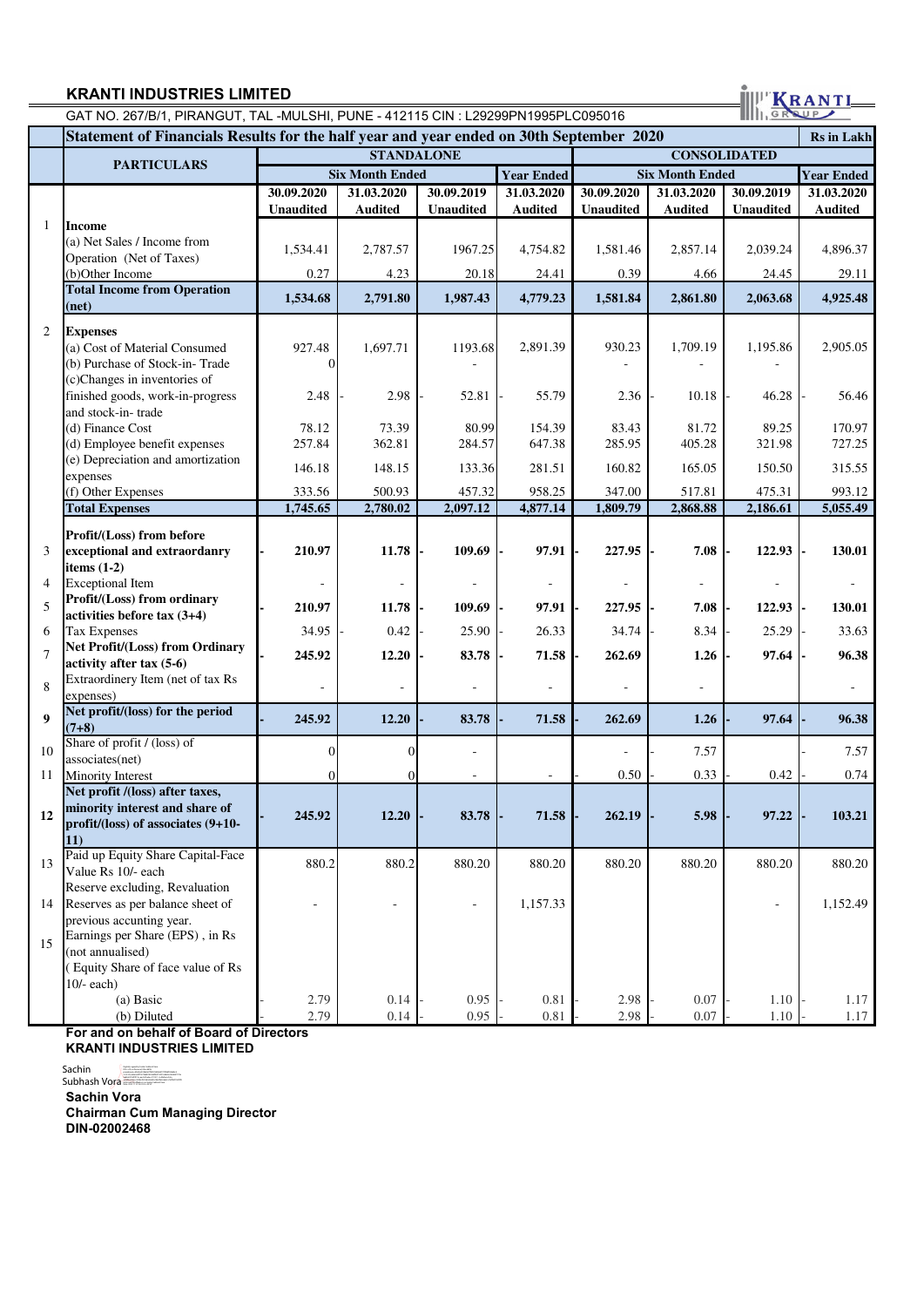**KRANTI INDUSTRIES LIMITED**

GAT NO. 267/B/1, PIRANGUT, TAL -MULSHI, PUNE - 412115 CIN : L29299PN1995PLC095016

## Statement of Financials Results for the half year and year ended on 30th September 2020

Rs in Lakh

| | PARTICULARS | STANDALONE | | | | CONSOLIDATED | | | |
|---|---|---|---|---|---|---|---|---|---|
| | | Six Month Ended | | | Year Ended | Six Month Ended | | | Year Ended |
| | | 30.09.2020 Unaudited | 31.03.2020 Audited | 30.09.2019 Unaudited | 31.03.2020 Audited | 30.09.2020 Unaudited | 31.03.2020 Audited | 30.09.2019 Unaudited | 31.03.2020 Audited |
| 1 | **Income** | | | | | | | | |
| | (a) Net Sales / Income from Operation (Net of Taxes) | 1,534.41 | 2,787.57 | 1967.25 | 4,754.82 | 1,581.46 | 2,857.14 | 2,039.24 | 4,896.37 |
| | (b)Other Income | 0.27 | 4.23 | 20.18 | 24.41 | 0.39 | 4.66 | 24.45 | 29.11 |
| | **Total Income from Operation (net)** | **1,534.68** | **2,791.80** | **1,987.43** | **4,779.23** | **1,581.84** | **2,861.80** | **2,063.68** | **4,925.48** |
| 2 | **Expenses** | | | | | | | | |
| | (a) Cost of Material Consumed | 927.48 | 1,697.71 | 1193.68 | 2,891.39 | 930.23 | 1,709.19 | 1,195.86 | 2,905.05 |
| | (b) Purchase of Stock-in- Trade | 0 | | - | | - | - | - | |
| | (c)Changes in inventories of finished goods, work-in-progress and stock-in- trade | 2.48 | - 2.98 | - 52.81 | - 55.79 | 2.36 | - 10.18 | - 46.28 | - 56.46 |
| | (d) Finance Cost | 78.12 | 73.39 | 80.99 | 154.39 | 83.43 | 81.72 | 89.25 | 170.97 |
| | (d) Employee benefit expenses | 257.84 | 362.81 | 284.57 | 647.38 | 285.95 | 405.28 | 321.98 | 727.25 |
| | (e) Depreciation and amortization expenses | 146.18 | 148.15 | 133.36 | 281.51 | 160.82 | 165.05 | 150.50 | 315.55 |
| | (f) Other Expenses | 333.56 | 500.93 | 457.32 | 958.25 | 347.00 | 517.81 | 475.31 | 993.12 |
| | **Total Expenses** | **1,745.65** | **2,780.02** | **2,097.12** | **4,877.14** | **1,809.79** | **2,868.88** | **2,186.61** | **5,055.49** |
| 3 | **Profit/(Loss) from before exceptional and extraordanry items (1-2)** | **- 210.97** | **11.78** | **- 109.69** | **- 97.91** | **- 227.95** | **- 7.08** | **- 122.93** | **- 130.01** |
| 4 | Exceptional Item | - | - | - | - | - | - | - | - |
| 5 | **Profit/(Loss) from ordinary activities before tax (3+4)** | **- 210.97** | **11.78** | **- 109.69** | **- 97.91** | **- 227.95** | **- 7.08** | **- 122.93** | **- 130.01** |
| 6 | Tax Expenses | 34.95 | - 0.42 | - 25.90 | - 26.33 | 34.74 | - 8.34 | - 25.29 | - 33.63 |
| 7 | **Net Profit/(Loss) from Ordinary activity after tax (5-6)** | **- 245.92** | **12.20** | **- 83.78** | **- 71.58** | **- 262.69** | **1.26** | **- 97.64** | **- 96.38** |
| 8 | Extraordinery Item (net of tax Rs expenses) | - | - | - | - | - | - | | - |
| 9 | **Net profit/(loss) for the period (7+8)** | **- 245.92** | **12.20** | **- 83.78** | **- 71.58** | **- 262.69** | **1.26** | **- 97.64** | **- 96.38** |
| 10 | Share of profit / (loss) of associates(net) | 0 | 0 | - | | - | - 7.57 | | - 7.57 |
| 11 | Minority Interest | 0 | 0 | - | - | - 0.50 | - 0.33 | - 0.42 | - 0.74 |
| **12** | **Net profit /(loss) after taxes, minority interest and share of profit/(loss) of associates (9+10-11)** | **- 245.92** | **12.20** | **- 83.78** | **- 71.58** | **- 262.19** | **- 5.98** | **- 97.22** | **- 103.21** |
| 13 | Paid up Equity Share Capital-Face Value Rs 10/- each | 880.2 | 880.2 | 880.20 | 880.20 | 880.20 | 880.20 | 880.20 | 880.20 |
| 14 | Reserve excluding, Revaluation Reserves as per balance sheet of previous accunting year. | - | - | - | 1,157.33 | | | - | 1,152.49 |
| 15 | Earnings per Share (EPS) , in Rs (not annualised) ( Equity Share of face value of Rs 10/- each) | | | | | | | | |
| | (a) Basic | - 2.79 | 0.14 | - 0.95 | - 0.81 | - 2.98 | - 0.07 | - 1.10 | - 1.17 |
| | (b) Diluted | - 2.79 | 0.14 | - 0.95 | - 0.81 | - 2.98 | - 0.07 | - 1.10 | - 1.17 |

**For and on behalf of Board of Directors**
**KRANTI INDUSTRIES LIMITED**

Sachin Subhash Vora

**Sachin Vora**
**Chairman Cum Managing Director**
**DIN-02002468**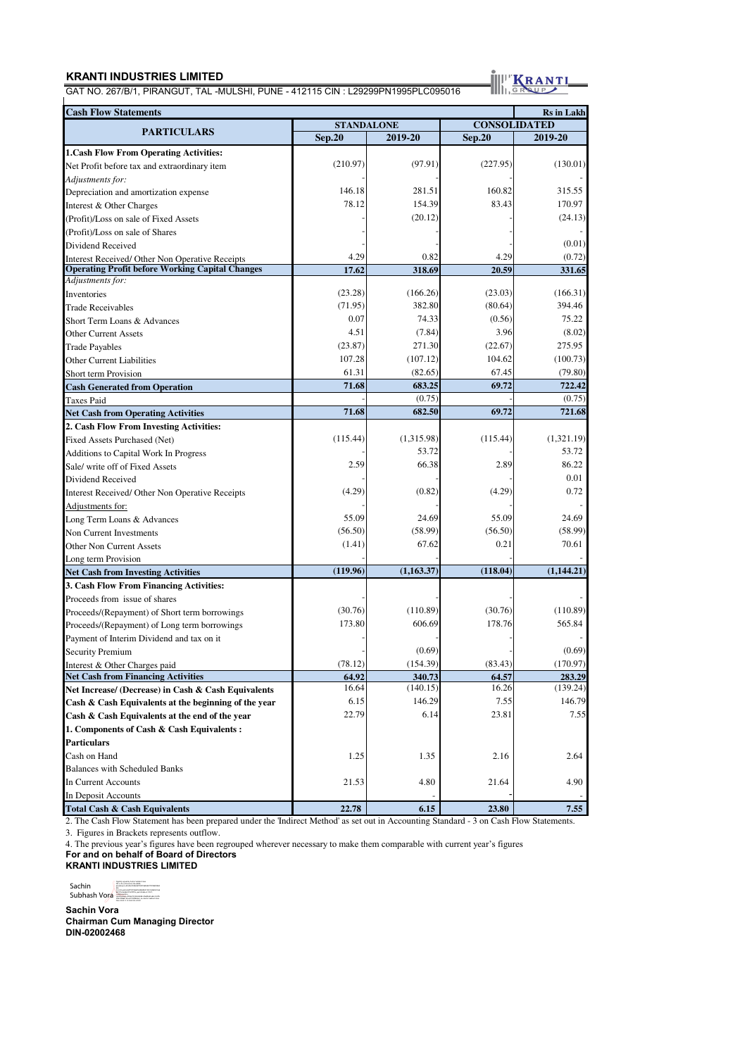**KRANTI INDUSTRIES LIMITED**

GAT NO. 267/B/1, PIRANGUT, TAL -MULSHI, PUNE - 412115 CIN : L29299PN1995PLC095016

| Cash Flow Statements | | | | Rs in Lakh |
|---|---|---|---|---|
| **PARTICULARS** | **STANDALONE** | | **CONSOLIDATED** | |
| | **Sep.20** | **2019-20** | **Sep.20** | **2019-20** |
| **1.Cash Flow From Operating Activities:** | | | | |
| Net Profit before tax and extraordinary item | (210.97) | (97.91) | (227.95) | (130.01) |
| *Adjustments for:* | | - | | - |
| Depreciation and amortization expense | 146.18 | 281.51 | 160.82 | 315.55 |
| Interest & Other Charges | 78.12 | 154.39 | 83.43 | 170.97 |
| (Profit)/Loss on sale of Fixed Assets | - | (20.12) | - | (24.13) |
| (Profit)/Loss on sale of Shares | - | - | - | - |
| Dividend Received | - | - | - | (0.01) |
| Interest Received/ Other Non Operative Receipts | 4.29 | 0.82 | 4.29 | (0.72) |
| **Operating Profit before Working Capital Changes** | **17.62** | **318.69** | **20.59** | **331.65** |
| *Adjustments for:* | | | | |
| Inventories | (23.28) | (166.26) | (23.03) | (166.31) |
| Trade Receivables | (71.95) | 382.80 | (80.64) | 394.46 |
| Short Term Loans & Advances | 0.07 | 74.33 | (0.56) | 75.22 |
| Other Current Assets | 4.51 | (7.84) | 3.96 | (8.02) |
| Trade Payables | (23.87) | 271.30 | (22.67) | 275.95 |
| Other Current Liabilities | 107.28 | (107.12) | 104.62 | (100.73) |
| Short term Provision | 61.31 | (82.65) | 67.45 | (79.80) |
| **Cash Generated from Operation** | **71.68** | **683.25** | **69.72** | **722.42** |
| Taxes Paid | - | (0.75) | - | (0.75) |
| **Net Cash from Operating Activities** | **71.68** | **682.50** | **69.72** | **721.68** |
| **2. Cash Flow From Investing Activities:** | | | | |
| Fixed Assets Purchased (Net) | (115.44) | (1,315.98) | (115.44) | (1,321.19) |
| Additions to Capital Work In Progress | - | 53.72 | - | 53.72 |
| Sale/ write off of Fixed Assets | 2.59 | 66.38 | 2.89 | 86.22 |
| Dividend Received | - | - | - | 0.01 |
| Interest Received/ Other Non Operative Receipts | (4.29) | (0.82) | (4.29) | 0.72 |
| Adjustments for: | - | - | - | - |
| Long Term Loans & Advances | 55.09 | 24.69 | 55.09 | 24.69 |
| Non Current Investments | (56.50) | (58.99) | (56.50) | (58.99) |
| Other Non Current Assets | (1.41) | 67.62 | 0.21 | 70.61 |
| Long term Provision | - | - | - | - |
| **Net Cash from Investing Activities** | **(119.96)** | **(1,163.37)** | **(118.04)** | **(1,144.21)** |
| **3. Cash Flow From Financing Activities:** | | | | |
| Proceeds from issue of shares | - | - | - | - |
| Proceeds/(Repayment) of Short term borrowings | (30.76) | (110.89) | (30.76) | (110.89) |
| Proceeds/(Repayment) of Long term borrowings | 173.80 | 606.69 | 178.76 | 565.84 |
| Payment of Interim Dividend and tax on it | - | - | - | - |
| Security Premium | - | (0.69) | - | (0.69) |
| Interest & Other Charges paid | (78.12) | (154.39) | (83.43) | (170.97) |
| **Net Cash from Financing Activities** | **64.92** | **340.73** | **64.57** | **283.29** |
| **Net Increase/ (Decrease) in Cash & Cash Equivalents** | 16.64 | (140.15) | 16.26 | (139.24) |
| **Cash & Cash Equivalents at the beginning of the year** | 6.15 | 146.29 | 7.55 | 146.79 |
| **Cash & Cash Equivalents at the end of the year** | 22.79 | 6.14 | 23.81 | 7.55 |
| **1. Components of Cash & Cash Equivalents :** | | | | |
| **Particulars** | | | | |
| Cash on Hand | 1.25 | 1.35 | 2.16 | 2.64 |
| Balances with Scheduled Banks | | | | |
| In Current Accounts | 21.53 | 4.80 | 21.64 | 4.90 |
| In Deposit Accounts | | - | | - |
| **Total Cash & Cash Equivalents** | **22.78** | **6.15** | **23.80** | **7.55** |

2. The Cash Flow Statement has been prepared under the 'Indirect Method' as set out in Accounting Standard - 3 on Cash Flow Statements.

3. Figures in Brackets represents outflow.

4. The previous year's figures have been regrouped wherever necessary to make them comparable with current year's figures

**For and on behalf of Board of Directors**
**KRANTI INDUSTRIES LIMITED**

Sachin Subhash Vora

**Sachin Vora**
**Chairman Cum Managing Director**
**DIN-02002468**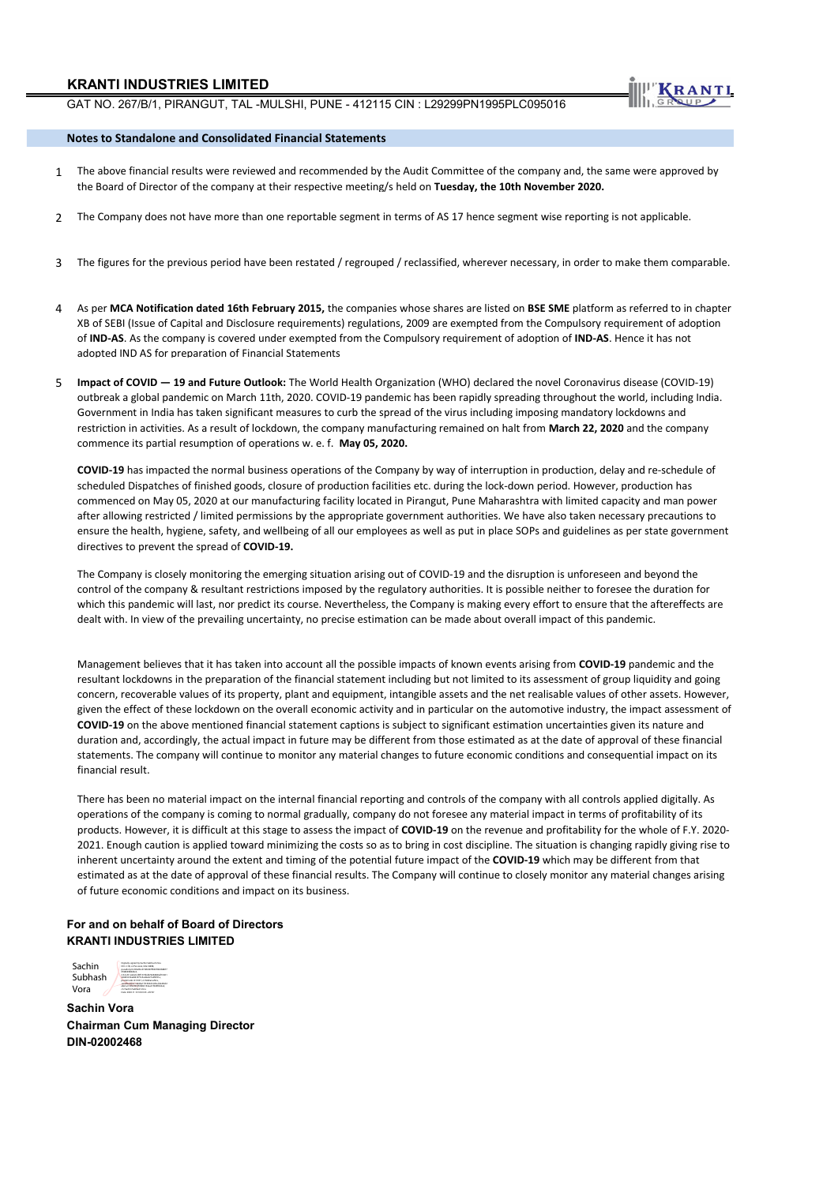# KRANTI INDUSTRIES LIMITED

GAT NO. 267/B/1, PIRANGUT, TAL -MULSHI, PUNE - 412115 CIN : L29299PN1995PLC095016

## Notes to Standalone and Consolidated Financial Statements

1. The above financial results were reviewed and recommended by the Audit Committee of the company and, the same were approved by the Board of Director of the company at their respective meeting/s held on **Tuesday, the 10th November 2020.**

2. The Company does not have more than one reportable segment in terms of AS 17 hence segment wise reporting is not applicable.

3. The figures for the previous period have been restated / regrouped / reclassified, wherever necessary, in order to make them comparable.

4. As per **MCA Notification dated 16th February 2015,** the companies whose shares are listed on **BSE SME** platform as referred to in chapter XB of SEBI (Issue of Capital and Disclosure requirements) regulations, 2009 are exempted from the Compulsory requirement of adoption of **IND-AS**. As the company is covered under exempted from the Compulsory requirement of adoption of **IND-AS**. Hence it has not adopted IND AS for preparation of Financial Statements

5. **Impact of COVID — 19 and Future Outlook:** The World Health Organization (WHO) declared the novel Coronavirus disease (COVID-19) outbreak a global pandemic on March 11th, 2020. COVID-19 pandemic has been rapidly spreading throughout the world, including India. Government in India has taken significant measures to curb the spread of the virus including imposing mandatory lockdowns and restriction in activities. As a result of lockdown, the company manufacturing remained on halt from **March 22, 2020** and the company commence its partial resumption of operations w. e. f. **May 05, 2020.**

   **COVID-19** has impacted the normal business operations of the Company by way of interruption in production, delay and re-schedule of scheduled Dispatches of finished goods, closure of production facilities etc. during the lock-down period. However, production has commenced on May 05, 2020 at our manufacturing facility located in Pirangut, Pune Maharashtra with limited capacity and man power after allowing restricted / limited permissions by the appropriate government authorities. We have also taken necessary precautions to ensure the health, hygiene, safety, and wellbeing of all our employees as well as put in place SOPs and guidelines as per state government directives to prevent the spread of **COVID-19.**

   The Company is closely monitoring the emerging situation arising out of COVID-19 and the disruption is unforeseen and beyond the control of the company & resultant restrictions imposed by the regulatory authorities. It is possible neither to foresee the duration for which this pandemic will last, nor predict its course. Nevertheless, the Company is making every effort to ensure that the aftereffects are dealt with. In view of the prevailing uncertainty, no precise estimation can be made about overall impact of this pandemic.

   Management believes that it has taken into account all the possible impacts of known events arising from **COVID-19** pandemic and the resultant lockdowns in the preparation of the financial statement including but not limited to its assessment of group liquidity and going concern, recoverable values of its property, plant and equipment, intangible assets and the net realisable values of other assets. However, given the effect of these lockdown on the overall economic activity and in particular on the automotive industry, the impact assessment of **COVID-19** on the above mentioned financial statement captions is subject to significant estimation uncertainties given its nature and duration and, accordingly, the actual impact in future may be different from those estimated as at the date of approval of these financial statements. The company will continue to monitor any material changes to future economic conditions and consequential impact on its financial result.

   There has been no material impact on the internal financial reporting and controls of the company with all controls applied digitally. As operations of the company is coming to normal gradually, company do not foresee any material impact in terms of profitability of its products. However, it is difficult at this stage to assess the impact of **COVID-19** on the revenue and profitability for the whole of F.Y. 2020-2021. Enough caution is applied toward minimizing the costs so as to bring in cost discipline. The situation is changing rapidly giving rise to inherent uncertainty around the extent and timing of the potential future impact of the **COVID-19** which may be different from that estimated as at the date of approval of these financial results. The Company will continue to closely monitor any material changes arising of future economic conditions and impact on its business.

**For and on behalf of Board of Directors**
**KRANTI INDUSTRIES LIMITED**

Sachin Subhash Vora

**Sachin Vora**
**Chairman Cum Managing Director**
**DIN-02002468**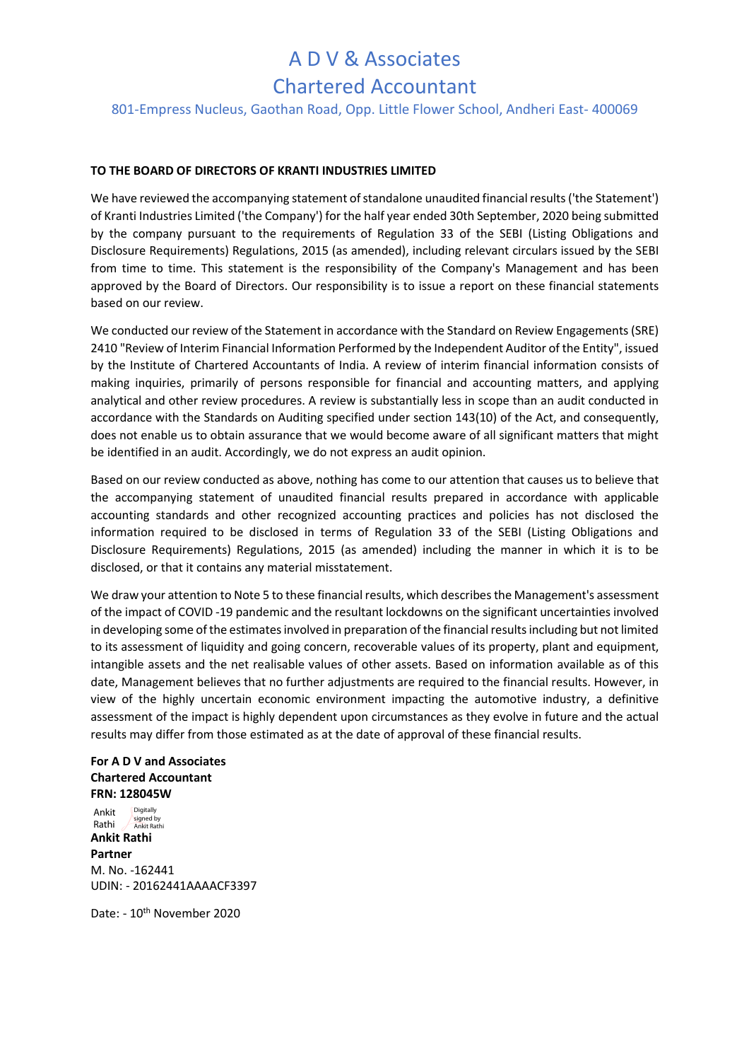# A D V & Associates

## Chartered Accountant

801-Empress Nucleus, Gaothan Road, Opp. Little Flower School, Andheri East- 400069

**TO THE BOARD OF DIRECTORS OF KRANTI INDUSTRIES LIMITED**

We have reviewed the accompanying statement of standalone unaudited financial results ('the Statement') of Kranti Industries Limited ('the Company') for the half year ended 30th September, 2020 being submitted by the company pursuant to the requirements of Regulation 33 of the SEBI (Listing Obligations and Disclosure Requirements) Regulations, 2015 (as amended), including relevant circulars issued by the SEBI from time to time. This statement is the responsibility of the Company's Management and has been approved by the Board of Directors. Our responsibility is to issue a report on these financial statements based on our review.

We conducted our review of the Statement in accordance with the Standard on Review Engagements (SRE) 2410 "Review of Interim Financial Information Performed by the Independent Auditor of the Entity", issued by the Institute of Chartered Accountants of India. A review of interim financial information consists of making inquiries, primarily of persons responsible for financial and accounting matters, and applying analytical and other review procedures. A review is substantially less in scope than an audit conducted in accordance with the Standards on Auditing specified under section 143(10) of the Act, and consequently, does not enable us to obtain assurance that we would become aware of all significant matters that might be identified in an audit. Accordingly, we do not express an audit opinion.

Based on our review conducted as above, nothing has come to our attention that causes us to believe that the accompanying statement of unaudited financial results prepared in accordance with applicable accounting standards and other recognized accounting practices and policies has not disclosed the information required to be disclosed in terms of Regulation 33 of the SEBI (Listing Obligations and Disclosure Requirements) Regulations, 2015 (as amended) including the manner in which it is to be disclosed, or that it contains any material misstatement.

We draw your attention to Note 5 to these financial results, which describes the Management's assessment of the impact of COVID -19 pandemic and the resultant lockdowns on the significant uncertainties involved in developing some of the estimates involved in preparation of the financial results including but not limited to its assessment of liquidity and going concern, recoverable values of its property, plant and equipment, intangible assets and the net realisable values of other assets. Based on information available as of this date, Management believes that no further adjustments are required to the financial results. However, in view of the highly uncertain economic environment impacting the automotive industry, a definitive assessment of the impact is highly dependent upon circumstances as they evolve in future and the actual results may differ from those estimated as at the date of approval of these financial results.

**For A D V and Associates**
**Chartered Accountant**
**FRN: 128045W**

Ankit Rathi — Digitally signed by Ankit Rathi

**Ankit Rathi**
**Partner**
M. No. -162441
UDIN: - 20162441AAAACF3397

Date: - 10th November 2020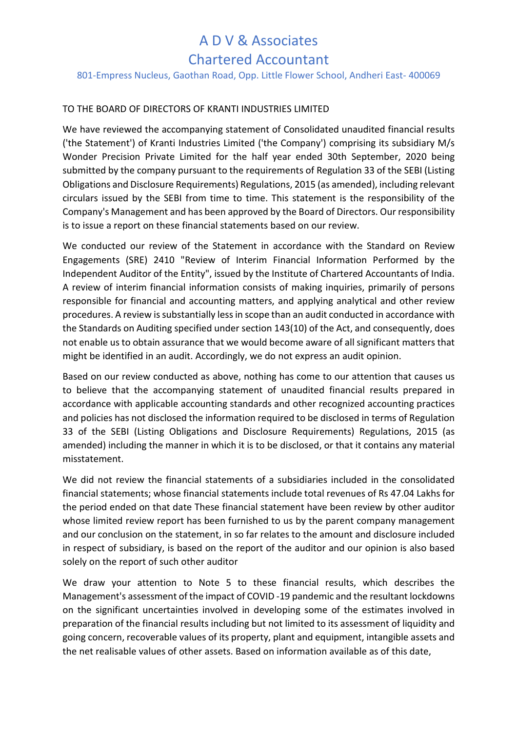# A D V & Associates

## Chartered Accountant

801-Empress Nucleus, Gaothan Road, Opp. Little Flower School, Andheri East- 400069

TO THE BOARD OF DIRECTORS OF KRANTI INDUSTRIES LIMITED

We have reviewed the accompanying statement of Consolidated unaudited financial results ('the Statement') of Kranti Industries Limited ('the Company') comprising its subsidiary M/s Wonder Precision Private Limited for the half year ended 30th September, 2020 being submitted by the company pursuant to the requirements of Regulation 33 of the SEBI (Listing Obligations and Disclosure Requirements) Regulations, 2015 (as amended), including relevant circulars issued by the SEBI from time to time. This statement is the responsibility of the Company's Management and has been approved by the Board of Directors. Our responsibility is to issue a report on these financial statements based on our review.

We conducted our review of the Statement in accordance with the Standard on Review Engagements (SRE) 2410 "Review of Interim Financial Information Performed by the Independent Auditor of the Entity", issued by the Institute of Chartered Accountants of India. A review of interim financial information consists of making inquiries, primarily of persons responsible for financial and accounting matters, and applying analytical and other review procedures. A review is substantially less in scope than an audit conducted in accordance with the Standards on Auditing specified under section 143(10) of the Act, and consequently, does not enable us to obtain assurance that we would become aware of all significant matters that might be identified in an audit. Accordingly, we do not express an audit opinion.

Based on our review conducted as above, nothing has come to our attention that causes us to believe that the accompanying statement of unaudited financial results prepared in accordance with applicable accounting standards and other recognized accounting practices and policies has not disclosed the information required to be disclosed in terms of Regulation 33 of the SEBI (Listing Obligations and Disclosure Requirements) Regulations, 2015 (as amended) including the manner in which it is to be disclosed, or that it contains any material misstatement.

We did not review the financial statements of a subsidiaries included in the consolidated financial statements; whose financial statements include total revenues of Rs 47.04 Lakhs for the period ended on that date These financial statement have been review by other auditor whose limited review report has been furnished to us by the parent company management and our conclusion on the statement, in so far relates to the amount and disclosure included in respect of subsidiary, is based on the report of the auditor and our opinion is also based solely on the report of such other auditor

We draw your attention to Note 5 to these financial results, which describes the Management's assessment of the impact of COVID -19 pandemic and the resultant lockdowns on the significant uncertainties involved in developing some of the estimates involved in preparation of the financial results including but not limited to its assessment of liquidity and going concern, recoverable values of its property, plant and equipment, intangible assets and the net realisable values of other assets. Based on information available as of this date,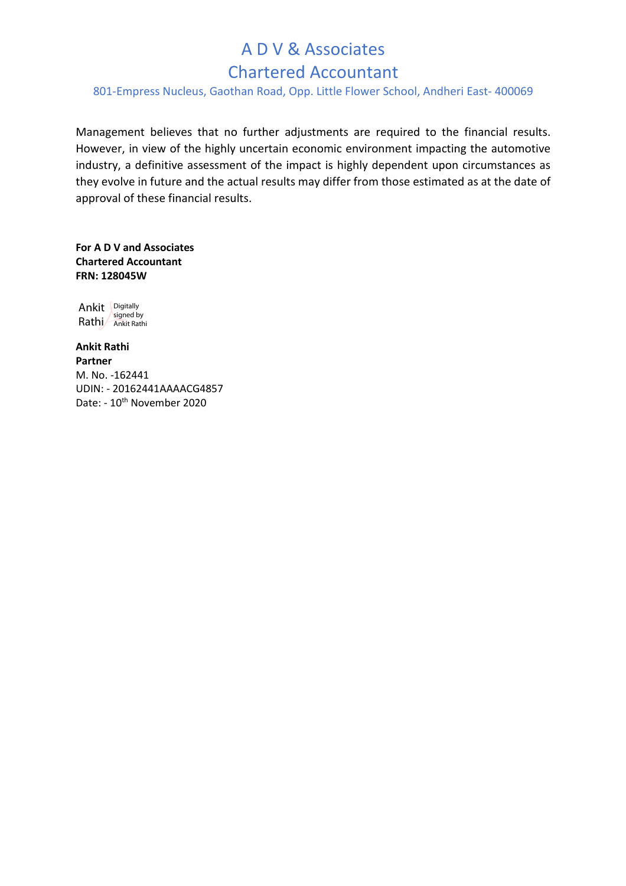# A D V & Associates

## Chartered Accountant

801-Empress Nucleus, Gaothan Road, Opp. Little Flower School, Andheri East- 400069

Management believes that no further adjustments are required to the financial results. However, in view of the highly uncertain economic environment impacting the automotive industry, a definitive assessment of the impact is highly dependent upon circumstances as they evolve in future and the actual results may differ from those estimated as at the date of approval of these financial results.

**For A D V and Associates**
**Chartered Accountant**
**FRN: 128045W**

Ankit Rathi Digitally signed by Ankit Rathi

**Ankit Rathi**
**Partner**
M. No. -162441
UDIN: - 20162441AAAACG4857
Date: - 10th November 2020